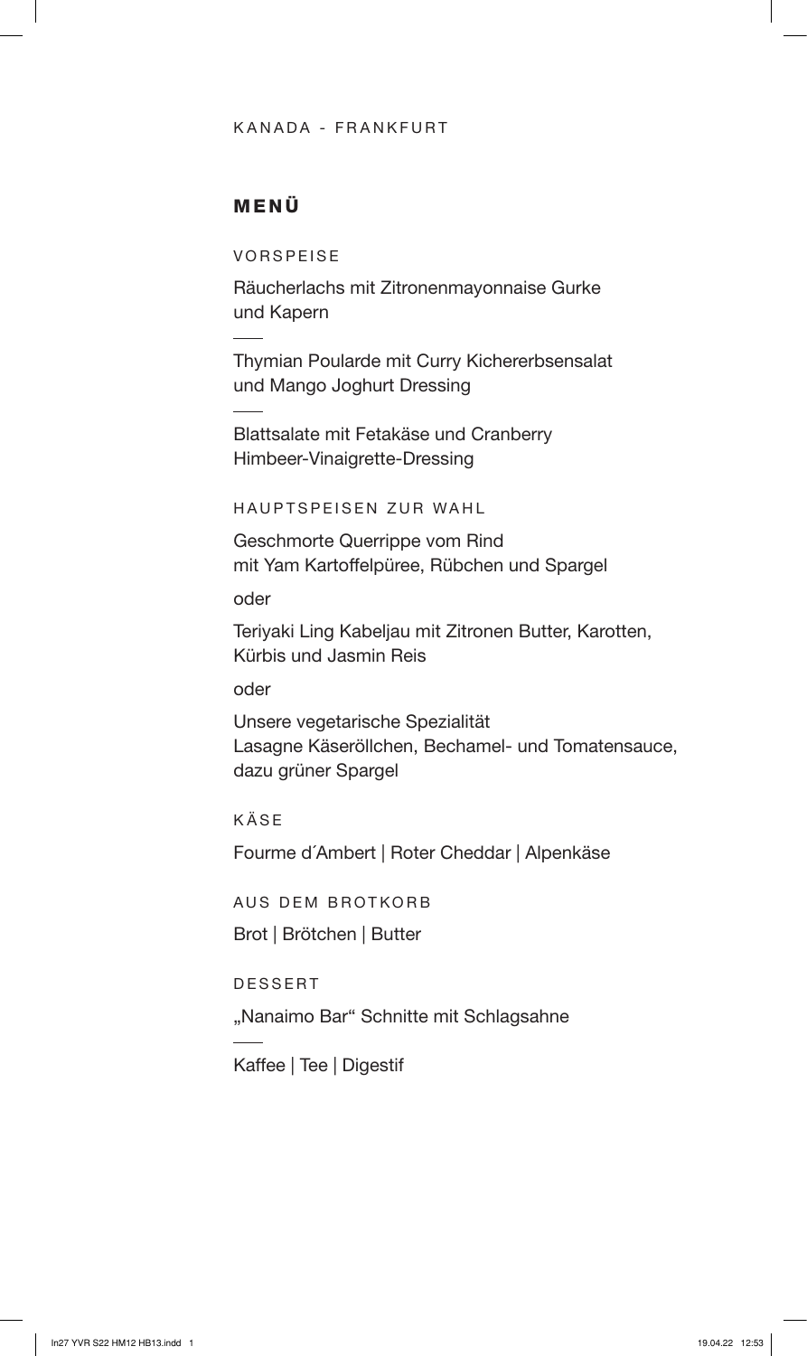KANADA - FRANKFURT

## MENÜ

### VORSPEISE

Räucherlachs mit Zitronenmayonnaise Gurke und Kapern

Thymian Poularde mit Curry Kichererbsensalat und Mango Joghurt Dressing

Blattsalate mit Fetakäse und Cranberry Himbeer-Vinaigrette-Dressing

### HAUPTSPEISEN ZUR WAHL

Geschmorte Querrippe vom Rind
mit Yam Kartoffelpüree, Rübchen und Spargel

oder

Teriyaki Ling Kabeljau mit Zitronen Butter, Karotten, Kürbis und Jasmin Reis

oder

Unsere vegetarische Spezialität
Lasagne Käseröllchen, Bechamel- und Tomatensauce, dazu grüner Spargel

### KÄSE

Fourme d´Ambert | Roter Cheddar | Alpenkäse

### AUS DEM BROTKORB

Brot | Brötchen | Butter

### DESSERT

„Nanaimo Bar" Schnitte mit Schlagsahne

Kaffee | Tee | Digestif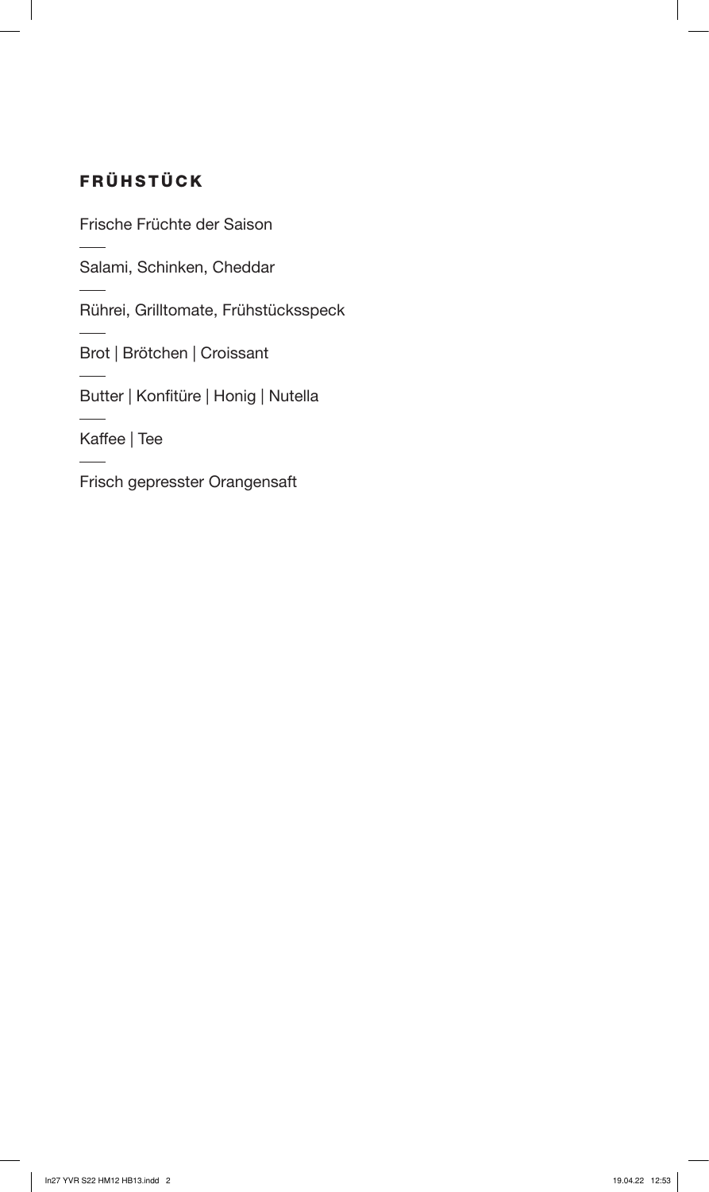## FRÜHSTÜCK

Frische Früchte der Saison

---

Salami, Schinken, Cheddar

---

Rührei, Grilltomate, Frühstücksspeck

---

Brot | Brötchen | Croissant

---

Butter | Konfitüre | Honig | Nutella

---

Kaffee | Tee

---

Frisch gepresster Orangensaft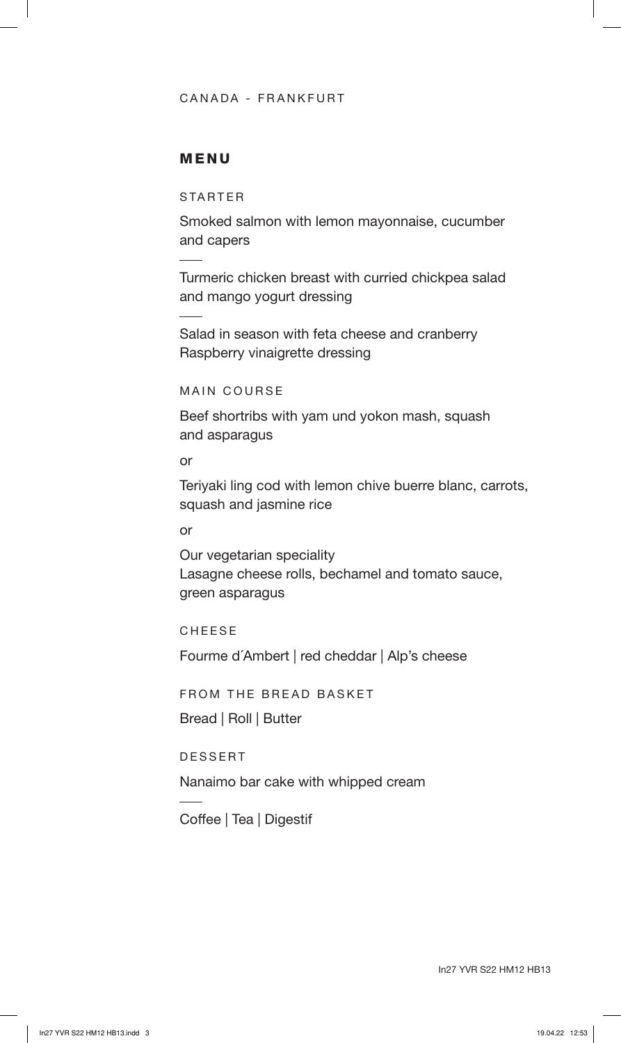CANADA - FRANKFURT

## MENU

### STARTER

Smoked salmon with lemon mayonnaise, cucumber and capers

---

Turmeric chicken breast with curried chickpea salad and mango yogurt dressing

---

Salad in season with feta cheese and cranberry
Raspberry vinaigrette dressing

### MAIN COURSE

Beef shortribs with yam und yokon mash, squash and asparagus

or

Teriyaki ling cod with lemon chive buerre blanc, carrots, squash and jasmine rice

or

Our vegetarian speciality
Lasagne cheese rolls, bechamel and tomato sauce, green asparagus

### CHEESE

Fourme d´Ambert | red cheddar | Alp's cheese

### FROM THE BREAD BASKET

Bread | Roll | Butter

### DESSERT

Nanaimo bar cake with whipped cream

---

Coffee | Tea | Digestif

In27 YVR S22 HM12 HB13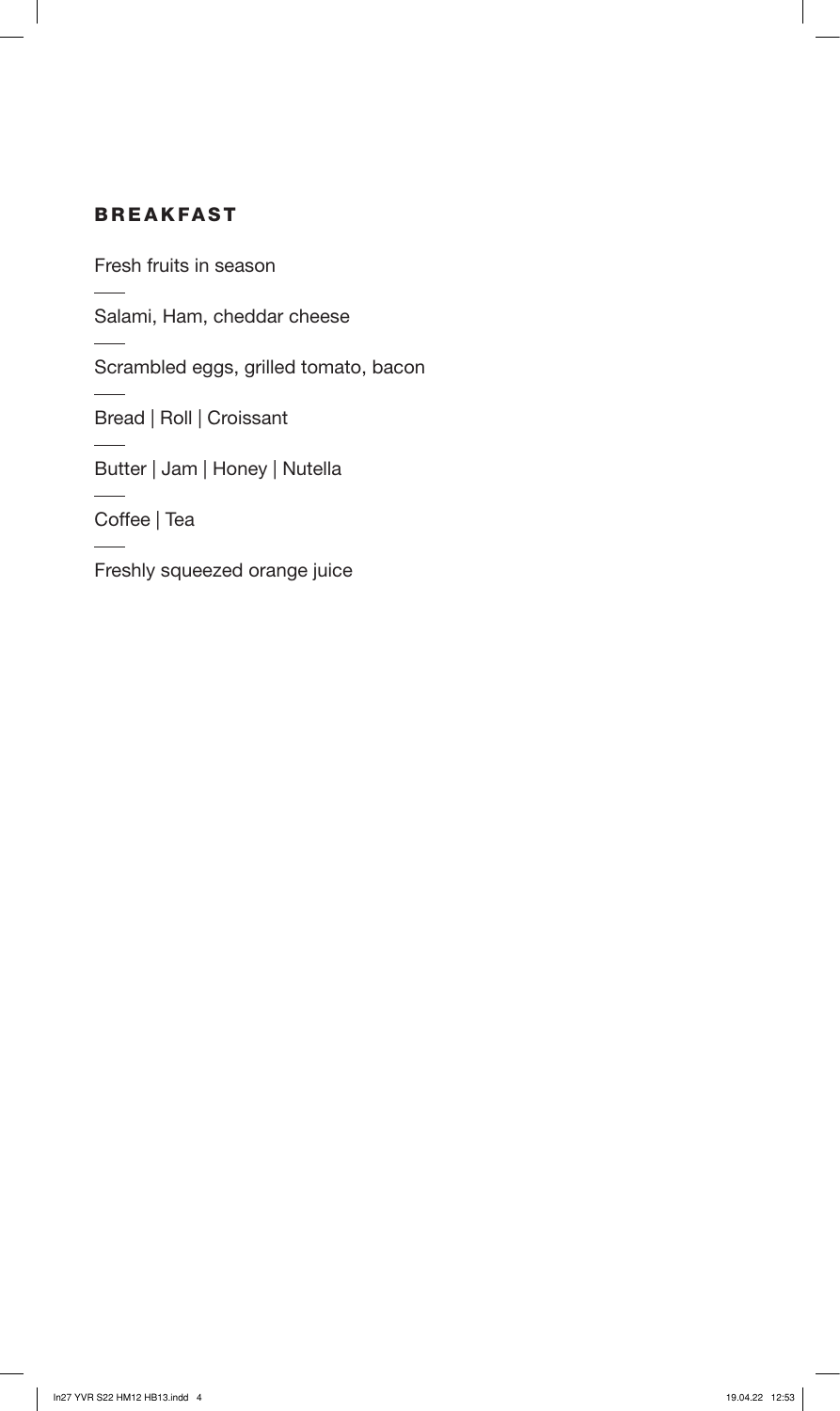## BREAKFAST

Fresh fruits in season

---

Salami, Ham, cheddar cheese

---

Scrambled eggs, grilled tomato, bacon

---

Bread | Roll | Croissant

---

Butter | Jam | Honey | Nutella

---

Coffee | Tea

---

Freshly squeezed orange juice